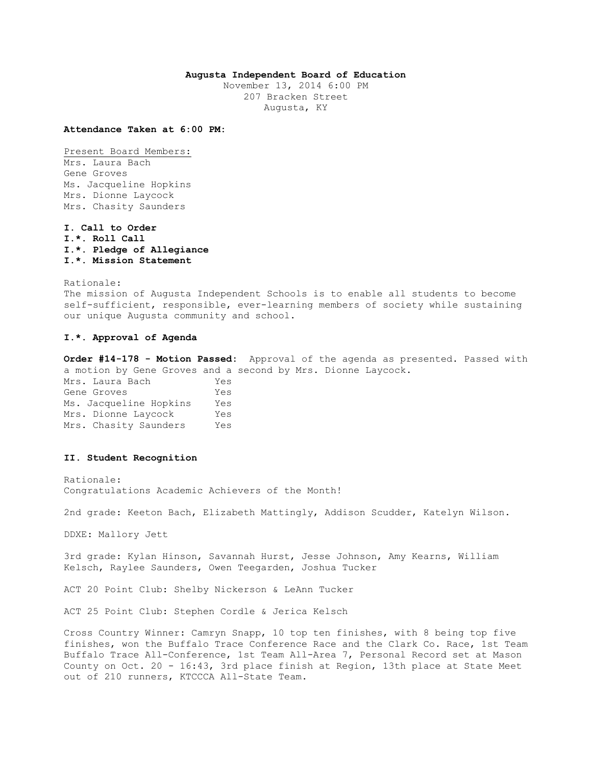**Augusta Independent Board of Education**
November 13, 2014 6:00 PM
207 Bracken Street
Augusta, KY

**Attendance Taken at 6:00 PM:**

Present Board Members:
Mrs. Laura Bach
Gene Groves
Ms. Jacqueline Hopkins
Mrs. Dionne Laycock
Mrs. Chasity Saunders

**I. Call to Order**
**I.*. Roll Call**
**I.*. Pledge of Allegiance**
**I.*. Mission Statement**

Rationale:
The mission of Augusta Independent Schools is to enable all students to become self-sufficient, responsible, ever-learning members of society while sustaining our unique Augusta community and school.

**I.*. Approval of Agenda**

**Order #14-178 - Motion Passed:** Approval of the agenda as presented. Passed with a motion by Gene Groves and a second by Mrs. Dionne Laycock.

| | |
|---|---|
| Mrs. Laura Bach | Yes |
| Gene Groves | Yes |
| Ms. Jacqueline Hopkins | Yes |
| Mrs. Dionne Laycock | Yes |
| Mrs. Chasity Saunders | Yes |

**II. Student Recognition**

Rationale:
Congratulations Academic Achievers of the Month!

2nd grade: Keeton Bach, Elizabeth Mattingly, Addison Scudder, Katelyn Wilson.

DDXE: Mallory Jett

3rd grade: Kylan Hinson, Savannah Hurst, Jesse Johnson, Amy Kearns, William Kelsch, Raylee Saunders, Owen Teegarden, Joshua Tucker

ACT 20 Point Club: Shelby Nickerson & LeAnn Tucker

ACT 25 Point Club: Stephen Cordle & Jerica Kelsch

Cross Country Winner: Camryn Snapp, 10 top ten finishes, with 8 being top five finishes, won the Buffalo Trace Conference Race and the Clark Co. Race, 1st Team Buffalo Trace All-Conference, 1st Team All-Area 7, Personal Record set at Mason County on Oct. 20 - 16:43, 3rd place finish at Region, 13th place at State Meet out of 210 runners, KTCCCA All-State Team.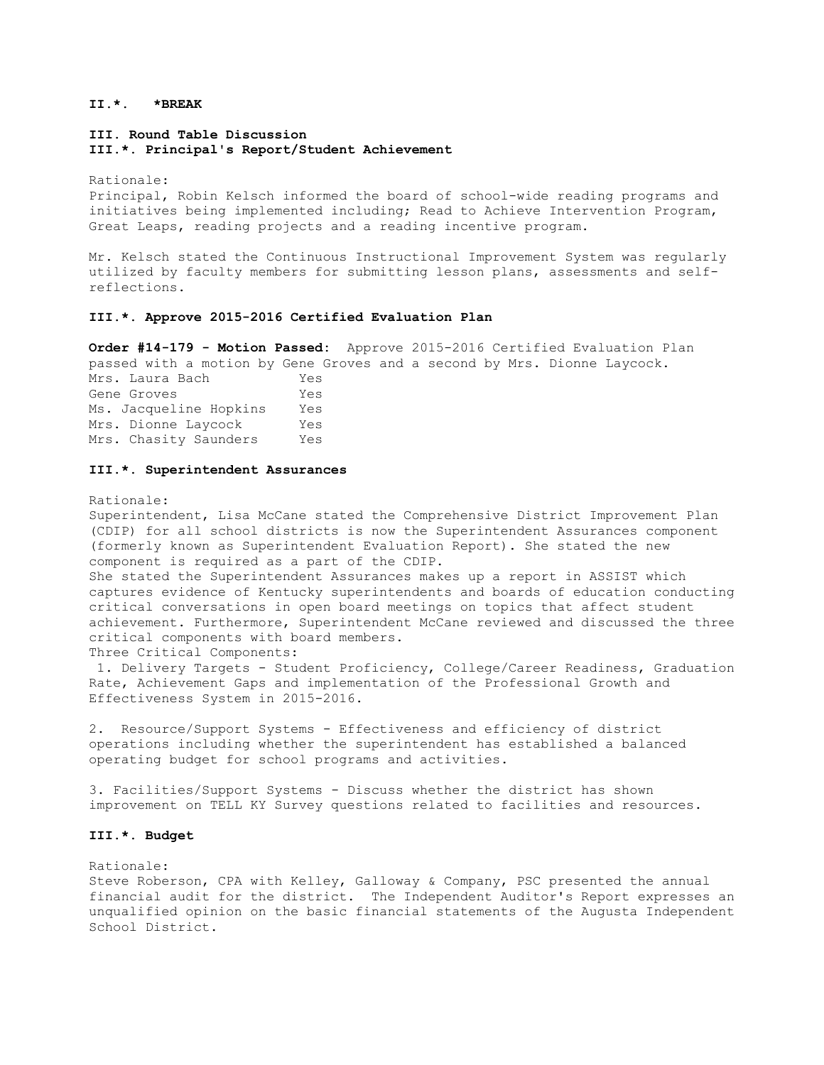**II.*. *BREAK**

**III. Round Table Discussion**
**III.*. Principal's Report/Student Achievement**

Rationale:
Principal, Robin Kelsch informed the board of school-wide reading programs and initiatives being implemented including; Read to Achieve Intervention Program, Great Leaps, reading projects and a reading incentive program.

Mr. Kelsch stated the Continuous Instructional Improvement System was regularly utilized by faculty members for submitting lesson plans, assessments and self-reflections.

**III.*. Approve 2015-2016 Certified Evaluation Plan**

**Order #14-179 - Motion Passed:** Approve 2015-2016 Certified Evaluation Plan passed with a motion by Gene Groves and a second by Mrs. Dionne Laycock.

| | |
|---|---|
| Mrs. Laura Bach | Yes |
| Gene Groves | Yes |
| Ms. Jacqueline Hopkins | Yes |
| Mrs. Dionne Laycock | Yes |
| Mrs. Chasity Saunders | Yes |

**III.*. Superintendent Assurances**

Rationale:
Superintendent, Lisa McCane stated the Comprehensive District Improvement Plan (CDIP) for all school districts is now the Superintendent Assurances component (formerly known as Superintendent Evaluation Report). She stated the new component is required as a part of the CDIP.
She stated the Superintendent Assurances makes up a report in ASSIST which captures evidence of Kentucky superintendents and boards of education conducting critical conversations in open board meetings on topics that affect student achievement. Furthermore, Superintendent McCane reviewed and discussed the three critical components with board members.
Three Critical Components:

1. Delivery Targets - Student Proficiency, College/Career Readiness, Graduation Rate, Achievement Gaps and implementation of the Professional Growth and Effectiveness System in 2015-2016.

2. Resource/Support Systems - Effectiveness and efficiency of district operations including whether the superintendent has established a balanced operating budget for school programs and activities.

3. Facilities/Support Systems - Discuss whether the district has shown improvement on TELL KY Survey questions related to facilities and resources.

**III.*. Budget**

Rationale:
Steve Roberson, CPA with Kelley, Galloway & Company, PSC presented the annual financial audit for the district. The Independent Auditor's Report expresses an unqualified opinion on the basic financial statements of the Augusta Independent School District.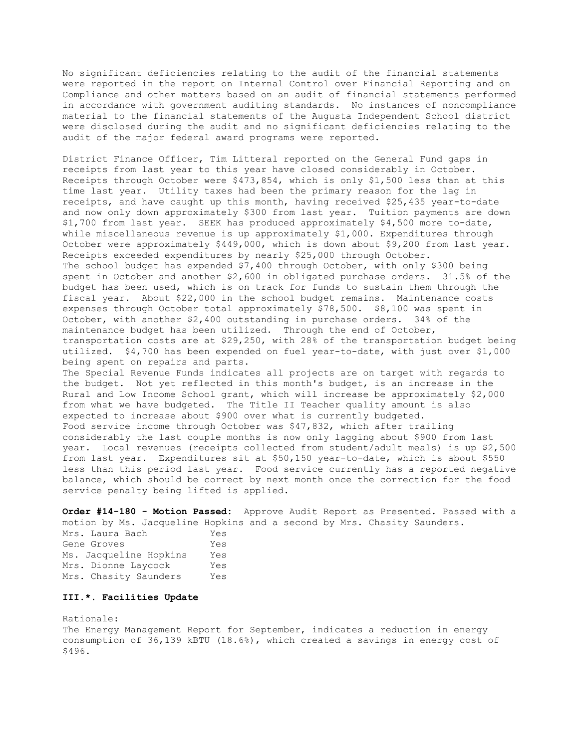No significant deficiencies relating to the audit of the financial statements were reported in the report on Internal Control over Financial Reporting and on Compliance and other matters based on an audit of financial statements performed in accordance with government auditing standards. No instances of noncompliance material to the financial statements of the Augusta Independent School district were disclosed during the audit and no significant deficiencies relating to the audit of the major federal award programs were reported.

District Finance Officer, Tim Litteral reported on the General Fund gaps in receipts from last year to this year have closed considerably in October. Receipts through October were $473,854, which is only $1,500 less than at this time last year. Utility taxes had been the primary reason for the lag in receipts, and have caught up this month, having received $25,435 year-to-date and now only down approximately $300 from last year. Tuition payments are down $1,700 from last year. SEEK has produced approximately $4,500 more to-date, while miscellaneous revenue is up approximately $1,000. Expenditures through October were approximately $449,000, which is down about $9,200 from last year. Receipts exceeded expenditures by nearly $25,000 through October.
The school budget has expended $7,400 through October, with only $300 being spent in October and another $2,600 in obligated purchase orders. 31.5% of the budget has been used, which is on track for funds to sustain them through the fiscal year. About $22,000 in the school budget remains. Maintenance costs expenses through October total approximately $78,500. $8,100 was spent in October, with another $2,400 outstanding in purchase orders. 34% of the maintenance budget has been utilized. Through the end of October, transportation costs are at $29,250, with 28% of the transportation budget being utilized. $4,700 has been expended on fuel year-to-date, with just over $1,000 being spent on repairs and parts.
The Special Revenue Funds indicates all projects are on target with regards to the budget. Not yet reflected in this month's budget, is an increase in the Rural and Low Income School grant, which will increase be approximately $2,000 from what we have budgeted. The Title II Teacher quality amount is also expected to increase about $900 over what is currently budgeted.
Food service income through October was $47,832, which after trailing considerably the last couple months is now only lagging about $900 from last year. Local revenues (receipts collected from student/adult meals) is up $2,500 from last year. Expenditures sit at $50,150 year-to-date, which is about $550 less than this period last year. Food service currently has a reported negative balance, which should be correct by next month once the correction for the food service penalty being lifted is applied.

**Order #14-180 - Motion Passed:** Approve Audit Report as Presented. Passed with a motion by Ms. Jacqueline Hopkins and a second by Mrs. Chasity Saunders.

| | |
|---|---|
| Mrs. Laura Bach | Yes |
| Gene Groves | Yes |
| Ms. Jacqueline Hopkins | Yes |
| Mrs. Dionne Laycock | Yes |
| Mrs. Chasity Saunders | Yes |

### III.*. Facilities Update

Rationale:
The Energy Management Report for September, indicates a reduction in energy consumption of 36,139 kBTU (18.6%), which created a savings in energy cost of $496.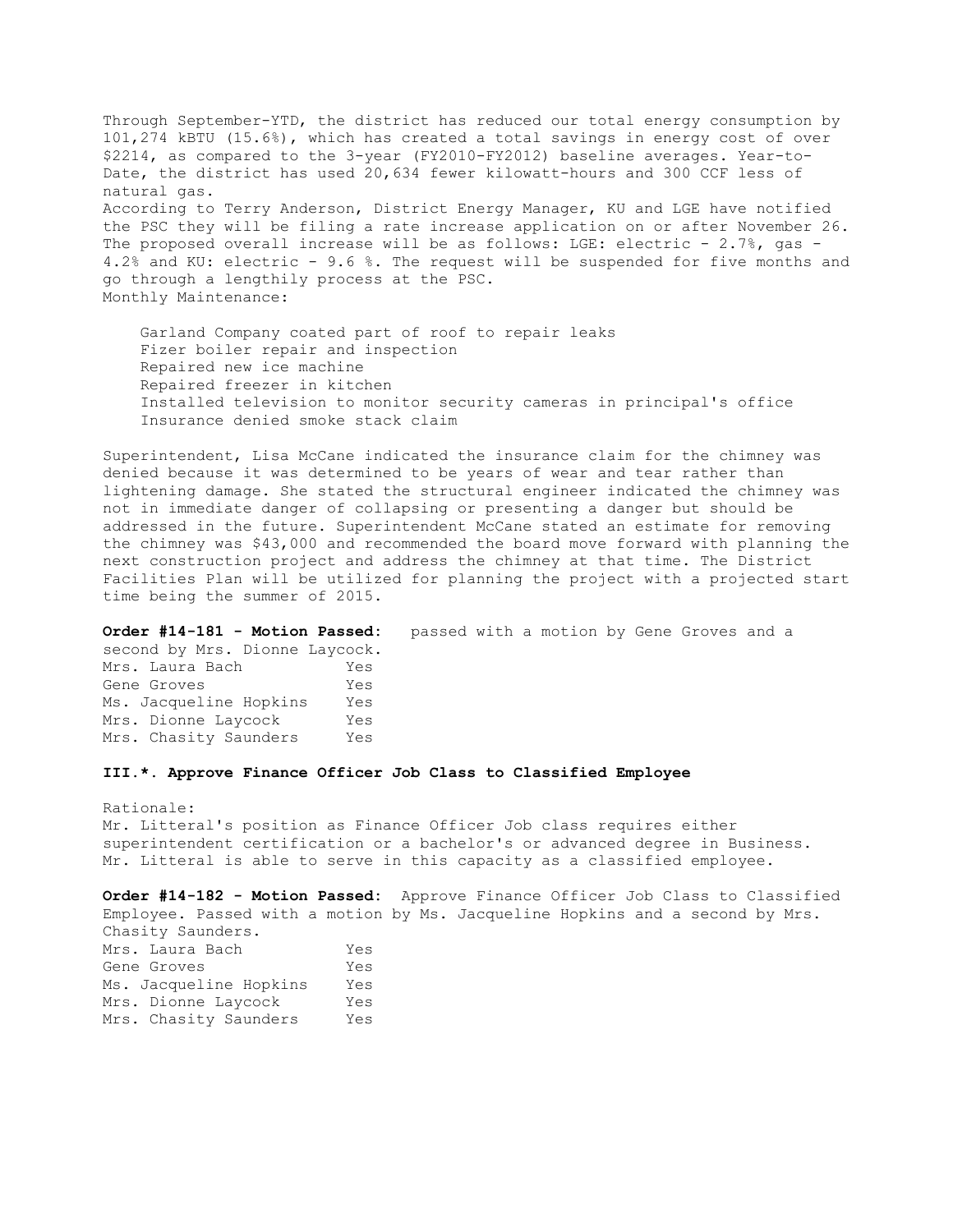Through September-YTD, the district has reduced our total energy consumption by 101,274 kBTU (15.6%), which has created a total savings in energy cost of over $2214, as compared to the 3-year (FY2010-FY2012) baseline averages. Year-to-Date, the district has used 20,634 fewer kilowatt-hours and 300 CCF less of natural gas.

According to Terry Anderson, District Energy Manager, KU and LGE have notified the PSC they will be filing a rate increase application on or after November 26. The proposed overall increase will be as follows: LGE: electric - 2.7%, gas - 4.2% and KU: electric - 9.6 %. The request will be suspended for five months and go through a lengthily process at the PSC.

Monthly Maintenance:

- Garland Company coated part of roof to repair leaks
- Fizer boiler repair and inspection
- Repaired new ice machine
- Repaired freezer in kitchen
- Installed television to monitor security cameras in principal's office
- Insurance denied smoke stack claim

Superintendent, Lisa McCane indicated the insurance claim for the chimney was denied because it was determined to be years of wear and tear rather than lightening damage. She stated the structural engineer indicated the chimney was not in immediate danger of collapsing or presenting a danger but should be addressed in the future. Superintendent McCane stated an estimate for removing the chimney was $43,000 and recommended the board move forward with planning the next construction project and address the chimney at that time. The District Facilities Plan will be utilized for planning the project with a projected start time being the summer of 2015.

**Order #14-181 - Motion Passed:** passed with a motion by Gene Groves and a second by Mrs. Dionne Laycock.

| | |
|---|---|
| Mrs. Laura Bach | Yes |
| Gene Groves | Yes |
| Ms. Jacqueline Hopkins | Yes |
| Mrs. Dionne Laycock | Yes |
| Mrs. Chasity Saunders | Yes |

**III.*. Approve Finance Officer Job Class to Classified Employee**

Rationale:
Mr. Litteral's position as Finance Officer Job class requires either superintendent certification or a bachelor's or advanced degree in Business. Mr. Litteral is able to serve in this capacity as a classified employee.

**Order #14-182 - Motion Passed:** Approve Finance Officer Job Class to Classified Employee. Passed with a motion by Ms. Jacqueline Hopkins and a second by Mrs. Chasity Saunders.

| | |
|---|---|
| Mrs. Laura Bach | Yes |
| Gene Groves | Yes |
| Ms. Jacqueline Hopkins | Yes |
| Mrs. Dionne Laycock | Yes |
| Mrs. Chasity Saunders | Yes |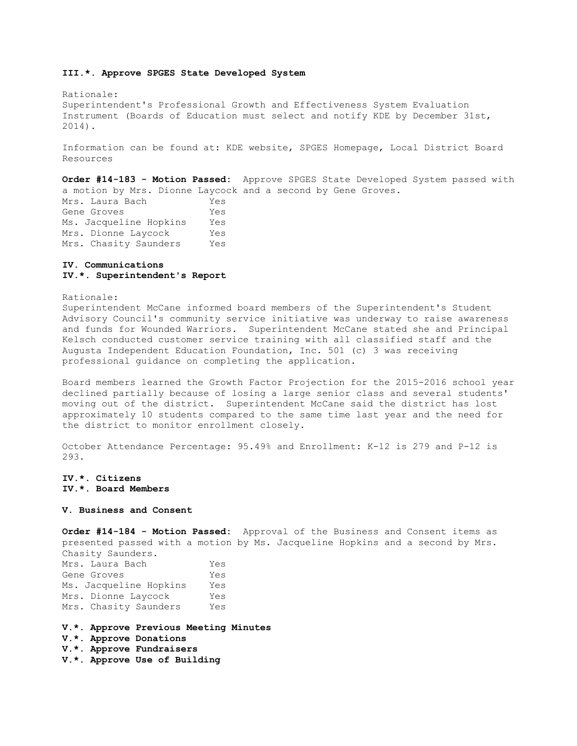**III.*. Approve SPGES State Developed System**

Rationale:
Superintendent's Professional Growth and Effectiveness System Evaluation Instrument (Boards of Education must select and notify KDE by December 31st, 2014).

Information can be found at: KDE website, SPGES Homepage, Local District Board Resources

**Order #14-183 - Motion Passed:** Approve SPGES State Developed System passed with a motion by Mrs. Dionne Laycock and a second by Gene Groves.

| | |
|---|---|
| Mrs. Laura Bach | Yes |
| Gene Groves | Yes |
| Ms. Jacqueline Hopkins | Yes |
| Mrs. Dionne Laycock | Yes |
| Mrs. Chasity Saunders | Yes |

**IV. Communications**

**IV.*. Superintendent's Report**

Rationale:
Superintendent McCane informed board members of the Superintendent's Student Advisory Council's community service initiative was underway to raise awareness and funds for Wounded Warriors. Superintendent McCane stated she and Principal Kelsch conducted customer service training with all classified staff and the Augusta Independent Education Foundation, Inc. 501 (c) 3 was receiving professional guidance on completing the application.

Board members learned the Growth Factor Projection for the 2015-2016 school year declined partially because of losing a large senior class and several students' moving out of the district. Superintendent McCane said the district has lost approximately 10 students compared to the same time last year and the need for the district to monitor enrollment closely.

October Attendance Percentage: 95.49% and Enrollment: K-12 is 279 and P-12 is 293.

**IV.*. Citizens**

**IV.*. Board Members**

**V. Business and Consent**

**Order #14-184 - Motion Passed:** Approval of the Business and Consent items as presented passed with a motion by Ms. Jacqueline Hopkins and a second by Mrs. Chasity Saunders.

| | |
|---|---|
| Mrs. Laura Bach | Yes |
| Gene Groves | Yes |
| Ms. Jacqueline Hopkins | Yes |
| Mrs. Dionne Laycock | Yes |
| Mrs. Chasity Saunders | Yes |

**V.*. Approve Previous Meeting Minutes**

**V.*. Approve Donations**

**V.*. Approve Fundraisers**

**V.*. Approve Use of Building**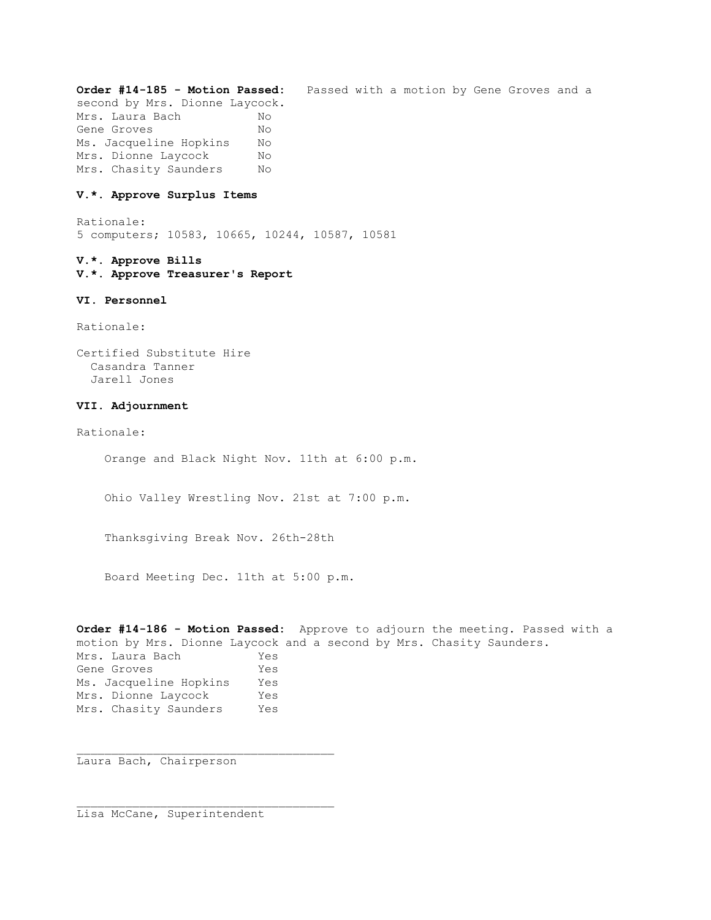**Order #14-185 - Motion Passed:** Passed with a motion by Gene Groves and a second by Mrs. Dionne Laycock.

| | |
|---|---|
| Mrs. Laura Bach | No |
| Gene Groves | No |
| Ms. Jacqueline Hopkins | No |
| Mrs. Dionne Laycock | No |
| Mrs. Chasity Saunders | No |

**V.*. Approve Surplus Items**

Rationale:
5 computers; 10583, 10665, 10244, 10587, 10581

**V.*. Approve Bills**
**V.*. Approve Treasurer's Report**

**VI. Personnel**

Rationale:

Certified Substitute Hire
  Casandra Tanner
  Jarell Jones

**VII. Adjournment**

Rationale:

Orange and Black Night Nov. 11th at 6:00 p.m.

Ohio Valley Wrestling Nov. 21st at 7:00 p.m.

Thanksgiving Break Nov. 26th-28th

Board Meeting Dec. 11th at 5:00 p.m.

**Order #14-186 - Motion Passed:** Approve to adjourn the meeting. Passed with a motion by Mrs. Dionne Laycock and a second by Mrs. Chasity Saunders.

| | |
|---|---|
| Mrs. Laura Bach | Yes |
| Gene Groves | Yes |
| Ms. Jacqueline Hopkins | Yes |
| Mrs. Dionne Laycock | Yes |
| Mrs. Chasity Saunders | Yes |

\_\_\_\_\_\_\_\_\_\_\_\_\_\_\_\_\_\_\_\_\_\_\_\_\_\_\_\_\_\_\_\_\_\_\_\_\_
Laura Bach, Chairperson

\_\_\_\_\_\_\_\_\_\_\_\_\_\_\_\_\_\_\_\_\_\_\_\_\_\_\_\_\_\_\_\_\_\_\_\_\_
Lisa McCane, Superintendent